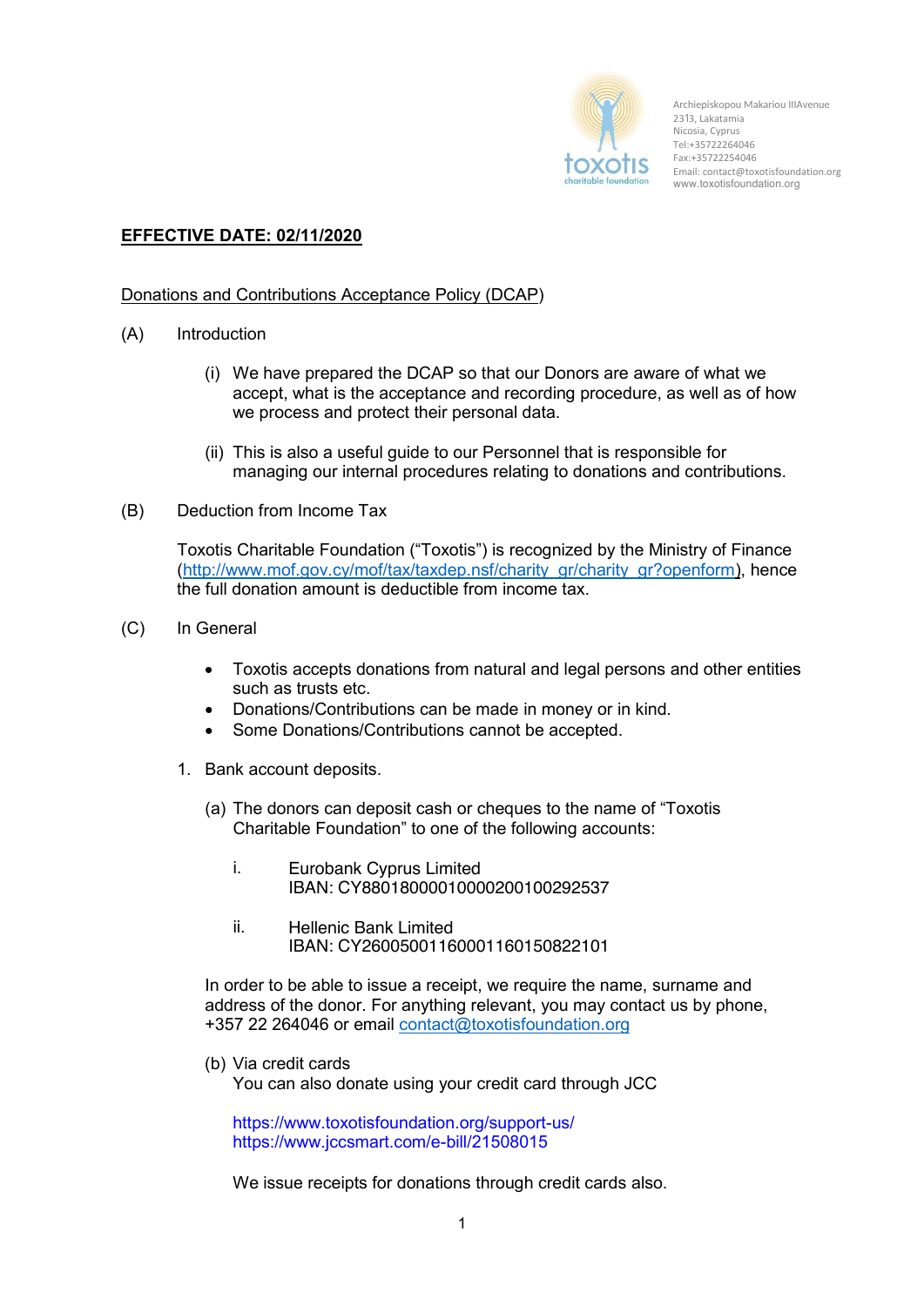Archiepiskopou Makariou IIIAvenue
2313, Lakatamia
Nicosia, Cyprus
Tel:+35722264046
Fax:+35722254046
Email: contact@toxotisfoundation.org
www.toxotisfoundation.org

**EFFECTIVE DATE: 02/11/2020**

Donations and Contributions Acceptance Policy (DCAP)

(A) Introduction

(i) We have prepared the DCAP so that our Donors are aware of what we accept, what is the acceptance and recording procedure, as well as of how we process and protect their personal data.

(ii) This is also a useful guide to our Personnel that is responsible for managing our internal procedures relating to donations and contributions.

(B) Deduction from Income Tax

Toxotis Charitable Foundation ("Toxotis") is recognized by the Ministry of Finance (http://www.mof.gov.cy/mof/tax/taxdep.nsf/charity_gr/charity_gr?openform), hence the full donation amount is deductible from income tax.

(C) In General

- Toxotis accepts donations from natural and legal persons and other entities such as trusts etc.
- Donations/Contributions can be made in money or in kind.
- Some Donations/Contributions cannot be accepted.

1. Bank account deposits.

(a) The donors can deposit cash or cheques to the name of "Toxotis Charitable Foundation" to one of the following accounts:

i. Eurobank Cyprus Limited
IBAN: CY88018000010000200100292537

ii. Hellenic Bank Limited
IBAN: CY26005001160001160150822101

In order to be able to issue a receipt, we require the name, surname and address of the donor. For anything relevant, you may contact us by phone, +357 22 264046 or email contact@toxotisfoundation.org

(b) Via credit cards
You can also donate using your credit card through JCC

https://www.toxotisfoundation.org/support-us/
https://www.jccsmart.com/e-bill/21508015

We issue receipts for donations through credit cards also.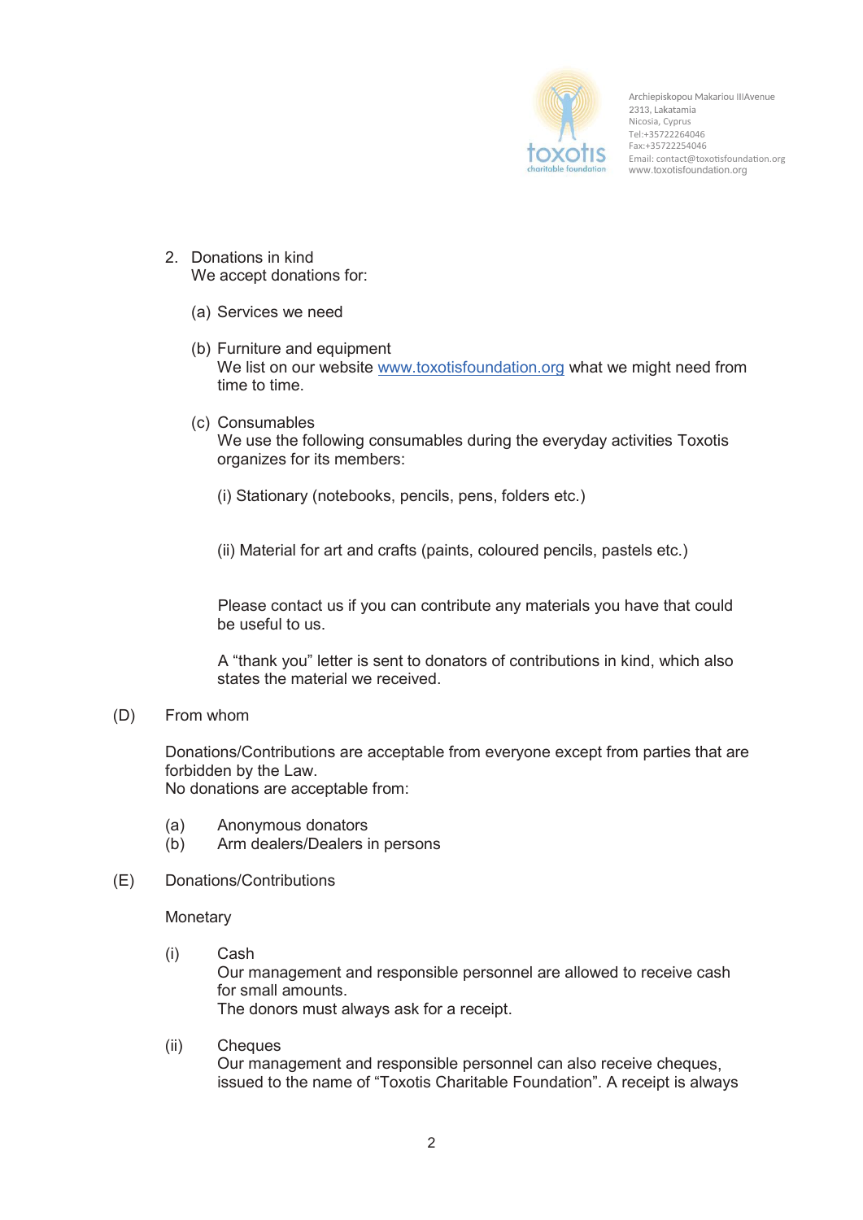2. Donations in kind
   We accept donations for:

   (a) Services we need

   (b) Furniture and equipment
   We list on our website [www.toxotisfoundation.org](http://www.toxotisfoundation.org) what we might need from time to time.

   (c) Consumables
   We use the following consumables during the everyday activities Toxotis organizes for its members:

   (i) Stationary (notebooks, pencils, pens, folders etc.)

   (ii) Material for art and crafts (paints, coloured pencils, pastels etc.)

   Please contact us if you can contribute any materials you have that could be useful to us.

   A "thank you" letter is sent to donators of contributions in kind, which also states the material we received.

(D) From whom

Donations/Contributions are acceptable from everyone except from parties that are forbidden by the Law.
No donations are acceptable from:

(a) Anonymous donators
(b) Arm dealers/Dealers in persons

(E) Donations/Contributions

Monetary

(i) Cash
Our management and responsible personnel are allowed to receive cash for small amounts.
The donors must always ask for a receipt.

(ii) Cheques
Our management and responsible personnel can also receive cheques, issued to the name of "Toxotis Charitable Foundation". A receipt is always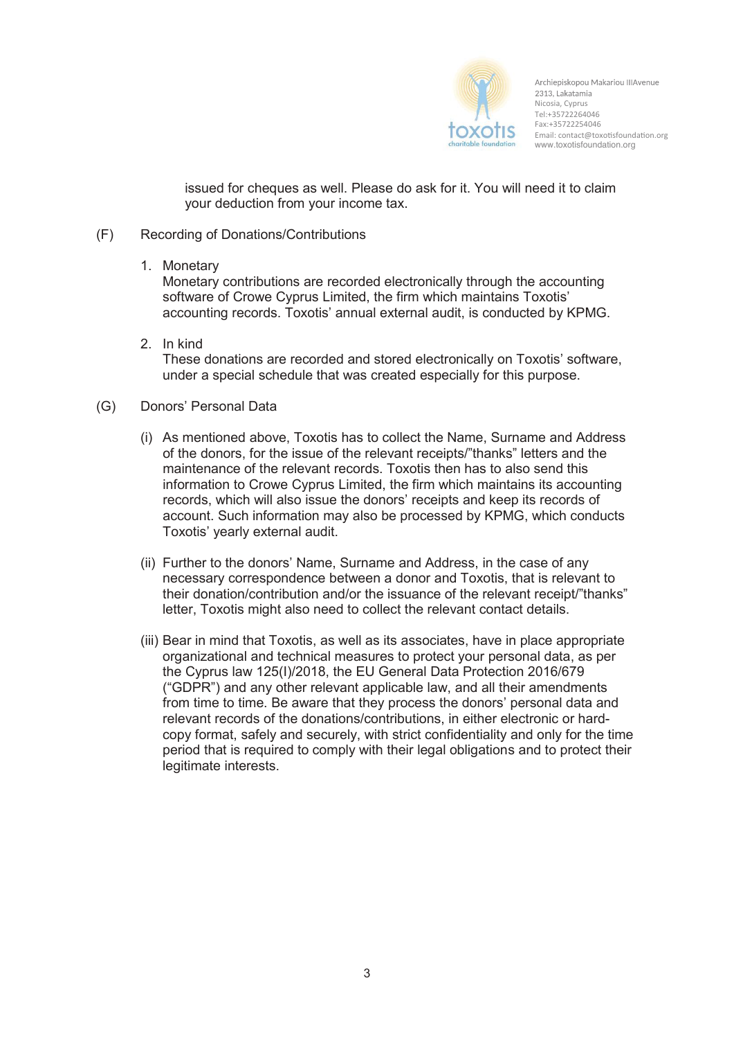issued for cheques as well. Please do ask for it. You will need it to claim your deduction from your income tax.

(F) Recording of Donations/Contributions

1. Monetary
   Monetary contributions are recorded electronically through the accounting software of Crowe Cyprus Limited, the firm which maintains Toxotis' accounting records. Toxotis' annual external audit, is conducted by KPMG.

2. In kind
   These donations are recorded and stored electronically on Toxotis' software, under a special schedule that was created especially for this purpose.

(G) Donors' Personal Data

(i) As mentioned above, Toxotis has to collect the Name, Surname and Address of the donors, for the issue of the relevant receipts/"thanks" letters and the maintenance of the relevant records. Toxotis then has to also send this information to Crowe Cyprus Limited, the firm which maintains its accounting records, which will also issue the donors' receipts and keep its records of account. Such information may also be processed by KPMG, which conducts Toxotis' yearly external audit.

(ii) Further to the donors' Name, Surname and Address, in the case of any necessary correspondence between a donor and Toxotis, that is relevant to their donation/contribution and/or the issuance of the relevant receipt/"thanks" letter, Toxotis might also need to collect the relevant contact details.

(iii) Bear in mind that Toxotis, as well as its associates, have in place appropriate organizational and technical measures to protect your personal data, as per the Cyprus law 125(I)/2018, the EU General Data Protection 2016/679 ("GDPR") and any other relevant applicable law, and all their amendments from time to time. Be aware that they process the donors' personal data and relevant records of the donations/contributions, in either electronic or hard-copy format, safely and securely, with strict confidentiality and only for the time period that is required to comply with their legal obligations and to protect their legitimate interests.